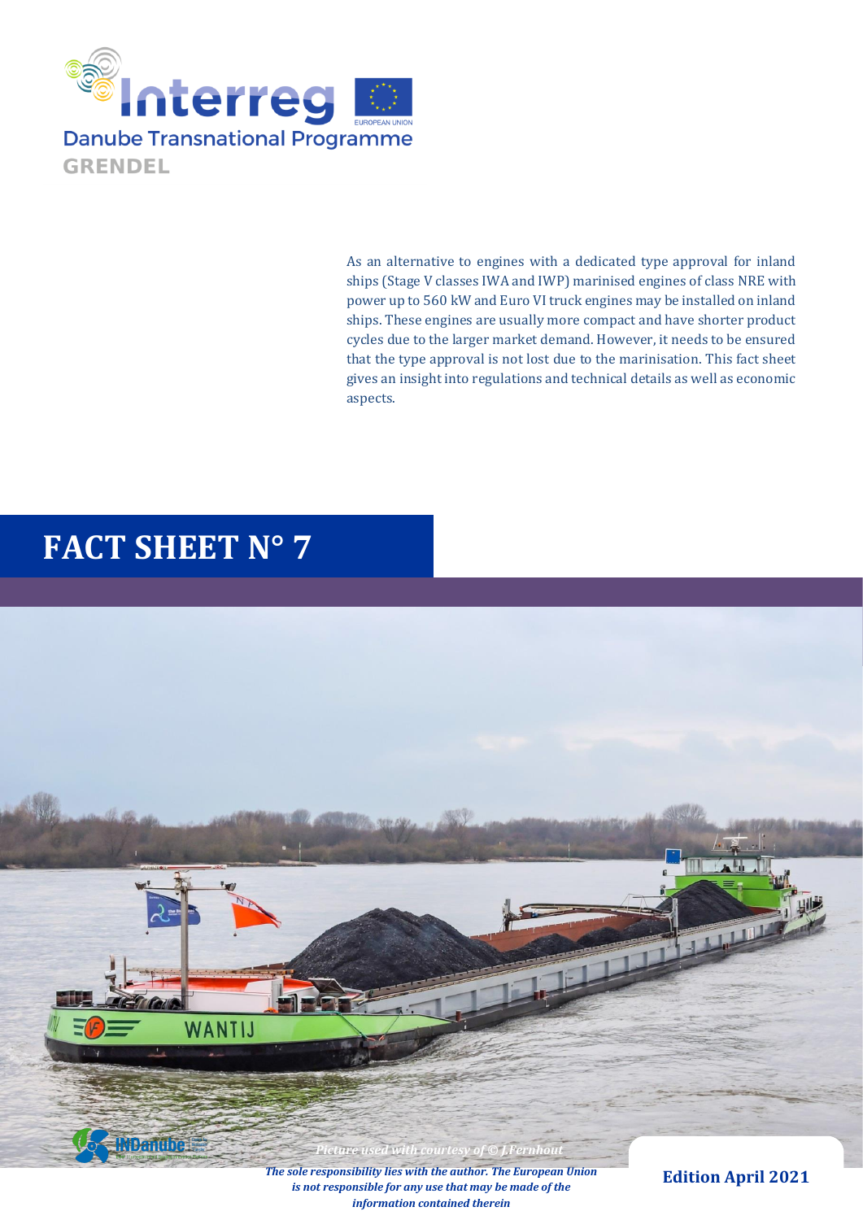Interreg

Danube Transnational Programme

GRENDEL

As an alternative to engines with a dedicated type approval for inland ships (Stage V classes IWA and IWP) marinised engines of class NRE with power up to 560 kW and Euro VI truck engines may be installed on inland ships. These engines are usually more compact and have shorter product cycles due to the larger market demand. However, it needs to be ensured that the type approval is not lost due to the marinisation. This fact sheet gives an insight into regulations and technical details as well as economic aspects.

# FACT SHEET N° 7

*Picture used with courtesy of © J.Fernhout*

***The sole responsibility lies with the author. The European Union is not responsible for any use that may be made of the information contained therein***

**Edition April 2021**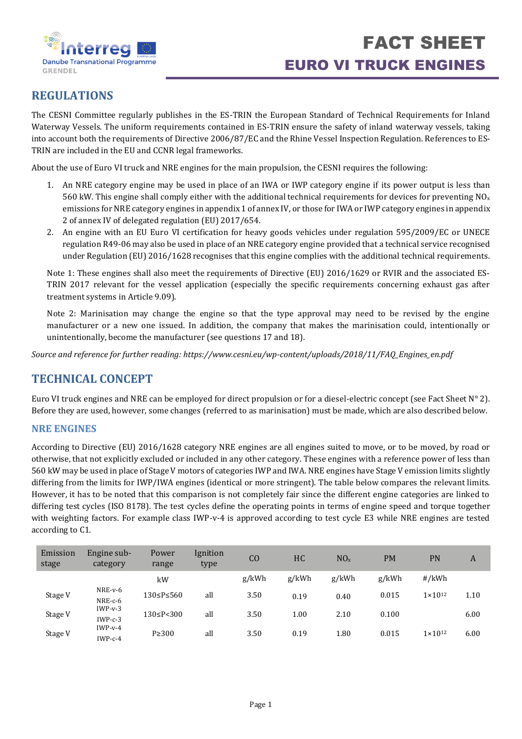# FACT SHEET
## EURO VI TRUCK ENGINES

## REGULATIONS

The CESNI Committee regularly publishes in the ES-TRIN the European Standard of Technical Requirements for Inland Waterway Vessels. The uniform requirements contained in ES-TRIN ensure the safety of inland waterway vessels, taking into account both the requirements of Directive 2006/87/EC and the Rhine Vessel Inspection Regulation. References to ES-TRIN are included in the EU and CCNR legal frameworks.

About the use of Euro VI truck and NRE engines for the main propulsion, the CESNI requires the following:

1. An NRE category engine may be used in place of an IWA or IWP category engine if its power output is less than 560 kW. This engine shall comply either with the additional technical requirements for devices for preventing $NO_x$ emissions for NRE category engines in appendix 1 of annex IV, or those for IWA or IWP category engines in appendix 2 of annex IV of delegated regulation (EU) 2017/654.
2. An engine with an EU Euro VI certification for heavy goods vehicles under regulation 595/2009/EC or UNECE regulation R49-06 may also be used in place of an NRE category engine provided that a technical service recognised under Regulation (EU) 2016/1628 recognises that this engine complies with the additional technical requirements.

Note 1: These engines shall also meet the requirements of Directive (EU) 2016/1629 or RVIR and the associated ES-TRIN 2017 relevant for the vessel application (especially the specific requirements concerning exhaust gas after treatment systems in Article 9.09).

Note 2: Marinisation may change the engine so that the type approval may need to be revised by the engine manufacturer or a new one issued. In addition, the company that makes the marinisation could, intentionally or unintentionally, become the manufacturer (see questions 17 and 18).

*Source and reference for further reading: https://www.cesni.eu/wp-content/uploads/2018/11/FAQ_Engines_en.pdf*

## TECHNICAL CONCEPT

Euro VI truck engines and NRE can be employed for direct propulsion or for a diesel-electric concept (see Fact Sheet N° 2). Before they are used, however, some changes (referred to as marinisation) must be made, which are also described below.

### NRE ENGINES

According to Directive (EU) 2016/1628 category NRE engines are all engines suited to move, or to be moved, by road or otherwise, that not explicitly excluded or included in any other category. These engines with a reference power of less than 560 kW may be used in place of Stage V motors of categories IWP and IWA. NRE engines have Stage V emission limits slightly differing from the limits for IWP/IWA engines (identical or more stringent). The table below compares the relevant limits. However, it has to be noted that this comparison is not completely fair since the different engine categories are linked to differing test cycles (ISO 8178). The test cycles define the operating points in terms of engine speed and torque together with weighting factors. For example class IWP-v-4 is approved according to test cycle E3 while NRE engines are tested according to C1.

| Emission stage | Engine sub-category | Power range | Ignition type | CO | HC | $NO_x$ | PM | PN | A |
|---|---|---|---|---|---|---|---|---|---|
| | | kW | | g/kWh | g/kWh | g/kWh | g/kWh | #/kWh | |
| Stage V | NRE-v-6<br>NRE-c-6 | 130≤P≤560 | all | 3.50 | 0.19 | 0.40 | 0.015 | $1{\times}10^{12}$ | 1.10 |
| Stage V | IWP-v-3<br>IWP-c-3 | 130≤P<300 | all | 3.50 | 1.00 | 2.10 | 0.100 | | 6.00 |
| Stage V | IWP-v-4<br>IWP-c-4 | P≥300 | all | 3.50 | 0.19 | 1.80 | 0.015 | $1{\times}10^{12}$ | 6.00 |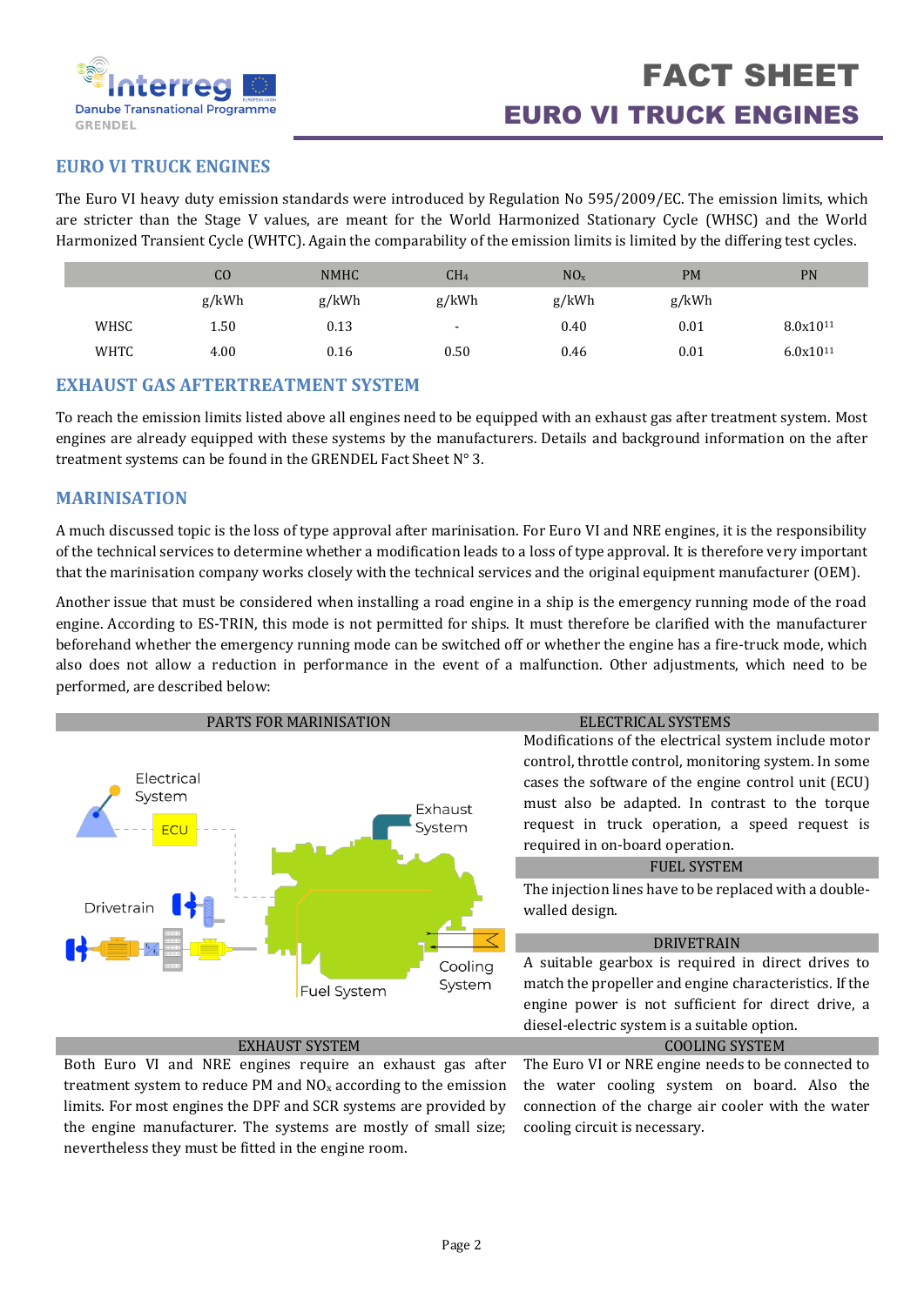## EURO VI TRUCK ENGINES

The Euro VI heavy duty emission standards were introduced by Regulation No 595/2009/EC. The emission limits, which are stricter than the Stage V values, are meant for the World Harmonized Stationary Cycle (WHSC) and the World Harmonized Transient Cycle (WHTC). Again the comparability of the emission limits is limited by the differing test cycles.

| | CO | NMHC | $CH_4$ | $NO_x$ | PM | PN |
|---|---|---|---|---|---|---|
| | g/kWh | g/kWh | g/kWh | g/kWh | g/kWh | |
| WHSC | 1.50 | 0.13 | - | 0.40 | 0.01 | $8.0x10^{11}$ |
| WHTC | 4.00 | 0.16 | 0.50 | 0.46 | 0.01 | $6.0x10^{11}$ |

## EXHAUST GAS AFTERTREATMENT SYSTEM

To reach the emission limits listed above all engines need to be equipped with an exhaust gas after treatment system. Most engines are already equipped with these systems by the manufacturers. Details and background information on the after treatment systems can be found in the GRENDEL Fact Sheet N° 3.

## MARINISATION

A much discussed topic is the loss of type approval after marinisation. For Euro VI and NRE engines, it is the responsibility of the technical services to determine whether a modification leads to a loss of type approval. It is therefore very important that the marinisation company works closely with the technical services and the original equipment manufacturer (OEM).

Another issue that must be considered when installing a road engine in a ship is the emergency running mode of the road engine. According to ES-TRIN, this mode is not permitted for ships. It must therefore be clarified with the manufacturer beforehand whether the emergency running mode can be switched off or whether the engine has a fire-truck mode, which also does not allow a reduction in performance in the event of a malfunction. Other adjustments, which need to be performed, are described below:

### PARTS FOR MARINISATION

Electrical System, ECU, Exhaust System, Drivetrain, Cooling System, Fuel System

### ELECTRICAL SYSTEMS

Modifications of the electrical system include motor control, throttle control, monitoring system. In some cases the software of the engine control unit (ECU) must also be adapted. In contrast to the torque request in truck operation, a speed request is required in on-board operation.

### FUEL SYSTEM

The injection lines have to be replaced with a double-walled design.

### DRIVETRAIN

A suitable gearbox is required in direct drives to match the propeller and engine characteristics. If the engine power is not sufficient for direct drive, a diesel-electric system is a suitable option.

### EXHAUST SYSTEM

Both Euro VI and NRE engines require an exhaust gas after treatment system to reduce PM and $NO_x$ according to the emission limits. For most engines the DPF and SCR systems are provided by the engine manufacturer. The systems are mostly of small size; nevertheless they must be fitted in the engine room.

### COOLING SYSTEM

The Euro VI or NRE engine needs to be connected to the water cooling system on board. Also the connection of the charge air cooler with the water cooling circuit is necessary.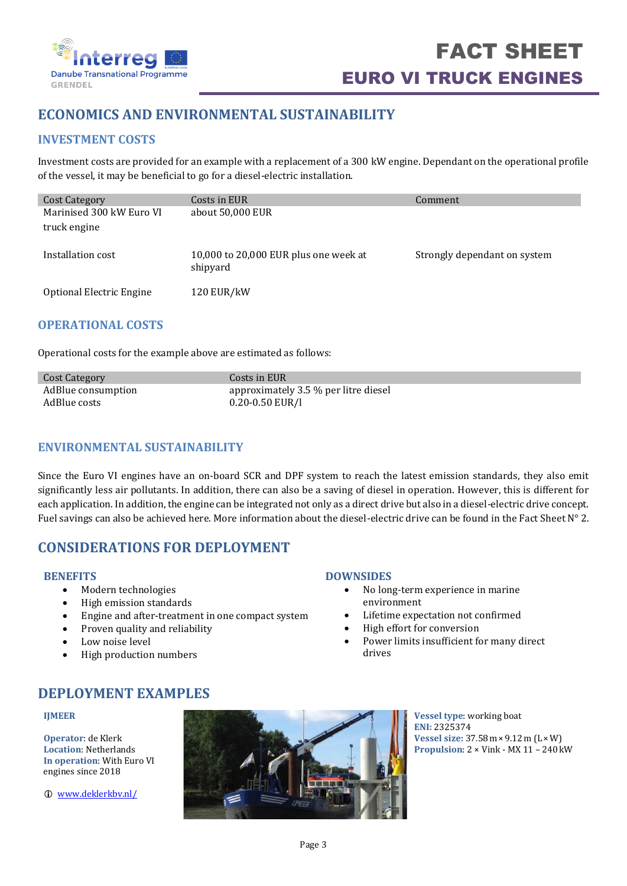# FACT SHEET
## EURO VI TRUCK ENGINES

## ECONOMICS AND ENVIRONMENTAL SUSTAINABILITY

### INVESTMENT COSTS

Investment costs are provided for an example with a replacement of a 300 kW engine. Dependant on the operational profile of the vessel, it may be beneficial to go for a diesel-electric installation.

| Cost Category | Costs in EUR | Comment |
|---|---|---|
| Marinised 300 kW Euro VI truck engine | about 50,000 EUR | |
| Installation cost | 10,000 to 20,000 EUR plus one week at shipyard | Strongly dependant on system |
| Optional Electric Engine | 120 EUR/kW | |

### OPERATIONAL COSTS

Operational costs for the example above are estimated as follows:

| Cost Category | Costs in EUR |
|---|---|
| AdBlue consumption | approximately 3.5 % per litre diesel |
| AdBlue costs | 0.20-0.50 EUR/l |

### ENVIRONMENTAL SUSTAINABILITY

Since the Euro VI engines have an on-board SCR and DPF system to reach the latest emission standards, they also emit significantly less air pollutants. In addition, there can also be a saving of diesel in operation. However, this is different for each application. In addition, the engine can be integrated not only as a direct drive but also in a diesel-electric drive concept. Fuel savings can also be achieved here. More information about the diesel-electric drive can be found in the Fact Sheet N° 2.

## CONSIDERATIONS FOR DEPLOYMENT

### BENEFITS

- Modern technologies
- High emission standards
- Engine and after-treatment in one compact system
- Proven quality and reliability
- Low noise level
- High production numbers

### DOWNSIDES

- No long-term experience in marine environment
- Lifetime expectation not confirmed
- High effort for conversion
- Power limits insufficient for many direct drives

## DEPLOYMENT EXAMPLES

**IJMEER**

**Operator**: de Klerk
**Location**: Netherlands
**In operation**: With Euro VI engines since 2018

ⓘ www.deklerkbv.nl/

**Vessel type**: working boat
**ENI:** 2325374
**Vessel size:** 37.58 m × 9.12 m (L × W)
**Propulsion:** 2 × Vink - MX 11 – 240 kW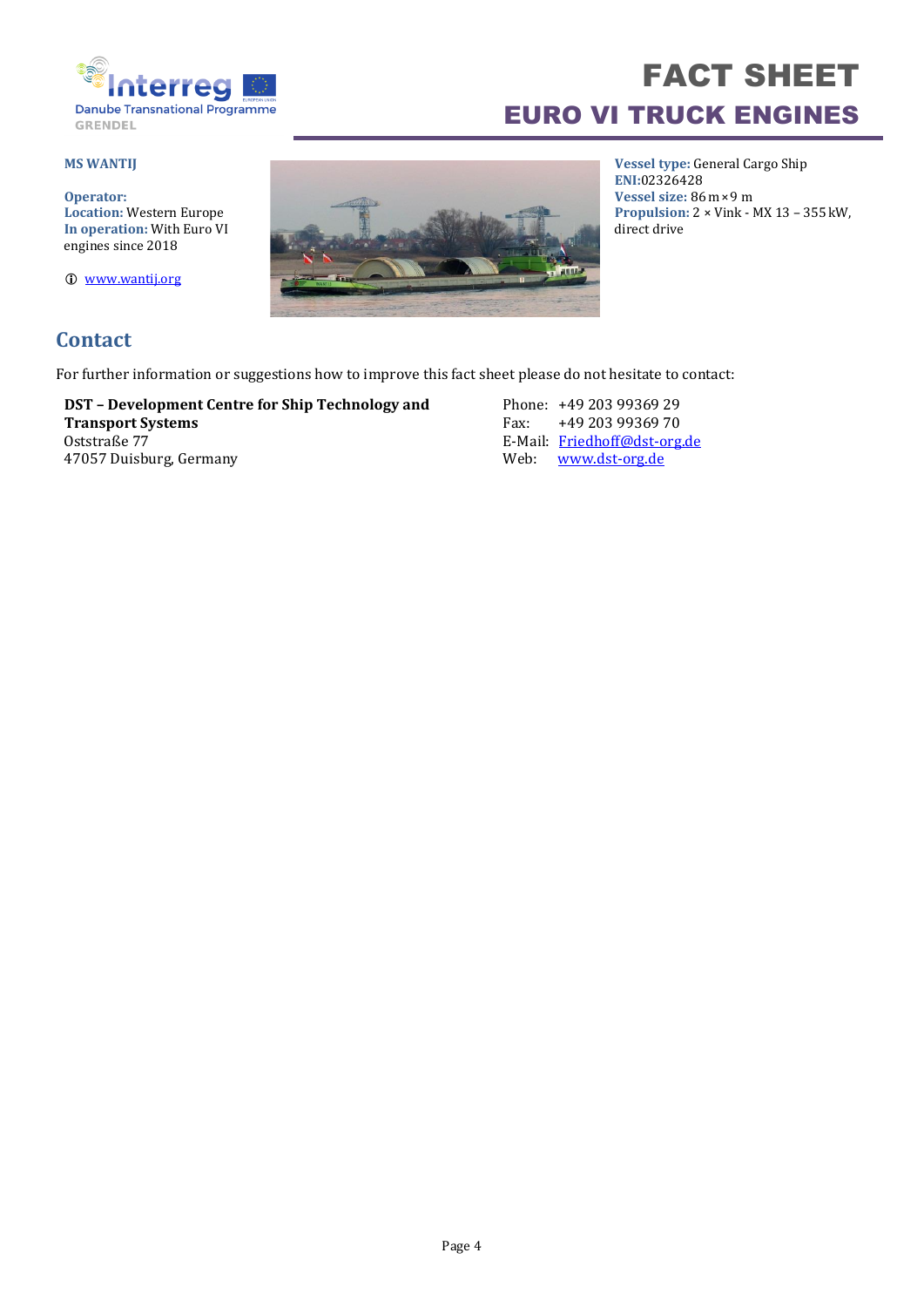**MS WANTIJ**

**Operator:**
**Location:** Western Europe
**In operation:** With Euro VI engines since 2018

ⓘ www.wantij.org

**Vessel type:** General Cargo Ship
**ENI:** 02326428
**Vessel size:** 86 m × 9 m
**Propulsion:** 2 × Vink - MX 13 – 355 kW, direct drive

## Contact

For further information or suggestions how to improve this fact sheet please do not hesitate to contact:

**DST – Development Centre for Ship Technology and Transport Systems**
Oststraße 77
47057 Duisburg, Germany

Phone: +49 203 99369 29
Fax: +49 203 99369 70
E-Mail: Friedhoff@dst-org.de
Web: www.dst-org.de